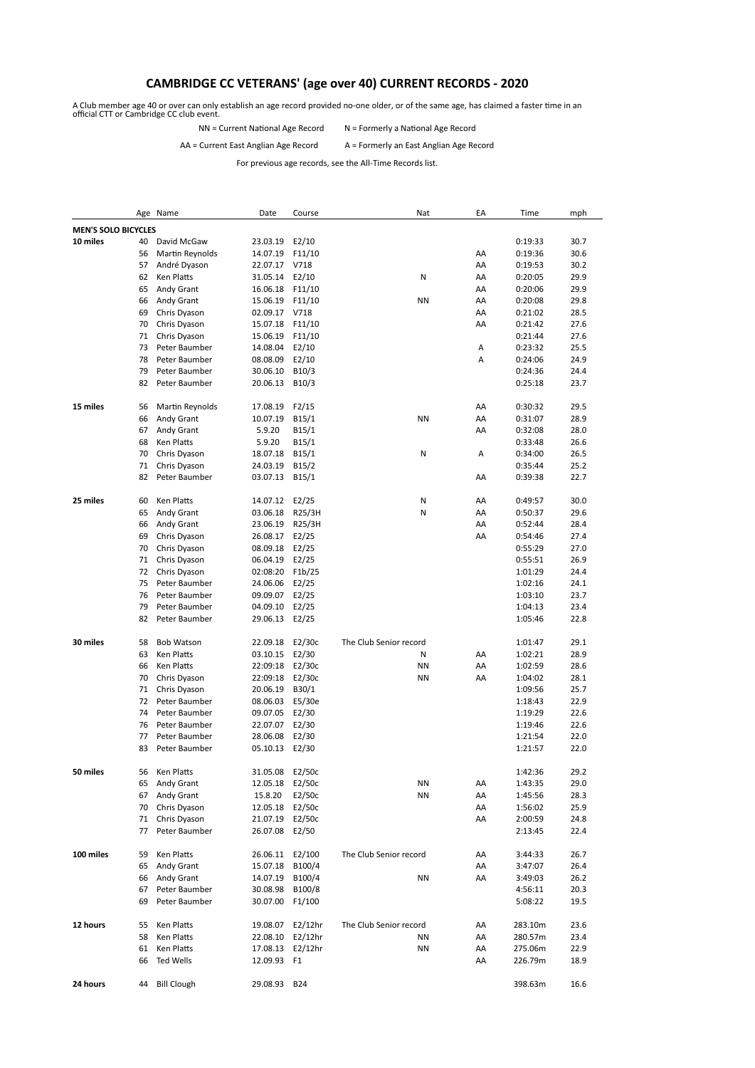# CAMBRIDGE CC VETERANS' (age over 40) CURRENT RECORDS - 2020

A Club member age 40 or over can only establish an age record provided no-one older, or of the same age, has claimed a faster time in an official CTT or Cambridge CC club event.

NN = Current National Age Record     N = Formerly a National Age Record

AA = Current East Anglian Age Record     A = Formerly an East Anglian Age Record

For previous age records, see the All-Time Records list.

| | Age | Name | Date | Course | Nat | EA | Time | mph |
|---|---|---|---|---|---|---|---|---|
| **MEN'S SOLO BICYCLES** | | | | | | | | |
| **10 miles** | 40 | David McGaw | 23.03.19 | E2/10 | | | 0:19:33 | 30.7 |
| | 56 | Martin Reynolds | 14.07.19 | F11/10 | | AA | 0:19:36 | 30.6 |
| | 57 | André Dyason | 22.07.17 | V718 | | AA | 0:19:53 | 30.2 |
| | 62 | Ken Platts | 31.05.14 | E2/10 | N | AA | 0:20:05 | 29.9 |
| | 65 | Andy Grant | 16.06.18 | F11/10 | | AA | 0:20:06 | 29.9 |
| | 66 | Andy Grant | 15.06.19 | F11/10 | NN | AA | 0:20:08 | 29.8 |
| | 69 | Chris Dyason | 02.09.17 | V718 | | AA | 0:21:02 | 28.5 |
| | 70 | Chris Dyason | 15.07.18 | F11/10 | | AA | 0:21:42 | 27.6 |
| | 71 | Chris Dyason | 15.06.19 | F11/10 | | | 0:21:44 | 27.6 |
| | 73 | Peter Baumber | 14.08.04 | E2/10 | | A | 0:23:32 | 25.5 |
| | 78 | Peter Baumber | 08.08.09 | E2/10 | | A | 0:24:06 | 24.9 |
| | 79 | Peter Baumber | 30.06.10 | B10/3 | | | 0:24:36 | 24.4 |
| | 82 | Peter Baumber | 20.06.13 | B10/3 | | | 0:25:18 | 23.7 |
| **15 miles** | 56 | Martin Reynolds | 17.08.19 | F2/15 | | AA | 0:30:32 | 29.5 |
| | 66 | Andy Grant | 10.07.19 | B15/1 | NN | AA | 0:31:07 | 28.9 |
| | 67 | Andy Grant | 5.9.20 | B15/1 | | AA | 0:32:08 | 28.0 |
| | 68 | Ken Platts | 5.9.20 | B15/1 | | | 0:33:48 | 26.6 |
| | 70 | Chris Dyason | 18.07.18 | B15/1 | N | A | 0:34:00 | 26.5 |
| | 71 | Chris Dyason | 24.03.19 | B15/2 | | | 0:35:44 | 25.2 |
| | 82 | Peter Baumber | 03.07.13 | B15/1 | | AA | 0:39:38 | 22.7 |
| **25 miles** | 60 | Ken Platts | 14.07.12 | E2/25 | N | AA | 0:49:57 | 30.0 |
| | 65 | Andy Grant | 03.06.18 | R25/3H | N | AA | 0:50:37 | 29.6 |
| | 66 | Andy Grant | 23.06.19 | R25/3H | | AA | 0:52:44 | 28.4 |
| | 69 | Chris Dyason | 26.08.17 | E2/25 | | AA | 0:54:46 | 27.4 |
| | 70 | Chris Dyason | 08.09.18 | E2/25 | | | 0:55:29 | 27.0 |
| | 71 | Chris Dyason | 06.04.19 | E2/25 | | | 0:55:51 | 26.9 |
| | 72 | Chris Dyason | 02:08:20 | F1b/25 | | | 1:01:29 | 24.4 |
| | 75 | Peter Baumber | 24.06.06 | E2/25 | | | 1:02:16 | 24.1 |
| | 76 | Peter Baumber | 09.09.07 | E2/25 | | | 1:03:10 | 23.7 |
| | 79 | Peter Baumber | 04.09.10 | E2/25 | | | 1:04:13 | 23.4 |
| | 82 | Peter Baumber | 29.06.13 | E2/25 | | | 1:05:46 | 22.8 |
| **30 miles** | 58 | Bob Watson | 22.09.18 | E2/30c | The Club Senior record | | 1:01:47 | 29.1 |
| | 63 | Ken Platts | 03.10.15 | E2/30 | N | AA | 1:02:21 | 28.9 |
| | 66 | Ken Platts | 22:09:18 | E2/30c | NN | AA | 1:02:59 | 28.6 |
| | 70 | Chris Dyason | 22:09:18 | E2/30c | NN | AA | 1:04:02 | 28.1 |
| | 71 | Chris Dyason | 20.06.19 | B30/1 | | | 1:09:56 | 25.7 |
| | 72 | Peter Baumber | 08.06.03 | E5/30e | | | 1:18:43 | 22.9 |
| | 74 | Peter Baumber | 09.07.05 | E2/30 | | | 1:19:29 | 22.6 |
| | 76 | Peter Baumber | 22.07.07 | E2/30 | | | 1:19:46 | 22.6 |
| | 77 | Peter Baumber | 28.06.08 | E2/30 | | | 1:21:54 | 22.0 |
| | 83 | Peter Baumber | 05.10.13 | E2/30 | | | 1:21:57 | 22.0 |
| **50 miles** | 56 | Ken Platts | 31.05.08 | E2/50c | | | 1:42:36 | 29.2 |
| | 65 | Andy Grant | 12.05.18 | E2/50c | NN | AA | 1:43:35 | 29.0 |
| | 67 | Andy Grant | 15.8.20 | E2/50c | NN | AA | 1:45:56 | 28.3 |
| | 70 | Chris Dyason | 12.05.18 | E2/50c | | AA | 1:56:02 | 25.9 |
| | 71 | Chris Dyason | 21.07.19 | E2/50c | | AA | 2:00:59 | 24.8 |
| | 77 | Peter Baumber | 26.07.08 | E2/50 | | | 2:13:45 | 22.4 |
| **100 miles** | 59 | Ken Platts | 26.06.11 | E2/100 | The Club Senior record | AA | 3:44:33 | 26.7 |
| | 65 | Andy Grant | 15.07.18 | B100/4 | | AA | 3:47:07 | 26.4 |
| | 66 | Andy Grant | 14.07.19 | B100/4 | NN | AA | 3:49:03 | 26.2 |
| | 67 | Peter Baumber | 30.08.98 | B100/8 | | | 4:56:11 | 20.3 |
| | 69 | Peter Baumber | 30.07.00 | F1/100 | | | 5:08:22 | 19.5 |
| **12 hours** | 55 | Ken Platts | 19.08.07 | E2/12hr | The Club Senior record | AA | 283.10m | 23.6 |
| | 58 | Ken Platts | 22.08.10 | E2/12hr | NN | AA | 280.57m | 23.4 |
| | 61 | Ken Platts | 17.08.13 | E2/12hr | NN | AA | 275.06m | 22.9 |
| | 66 | Ted Wells | 12.09.93 | F1 | | AA | 226.79m | 18.9 |
| **24 hours** | 44 | Bill Clough | 29.08.93 | B24 | | | 398.63m | 16.6 |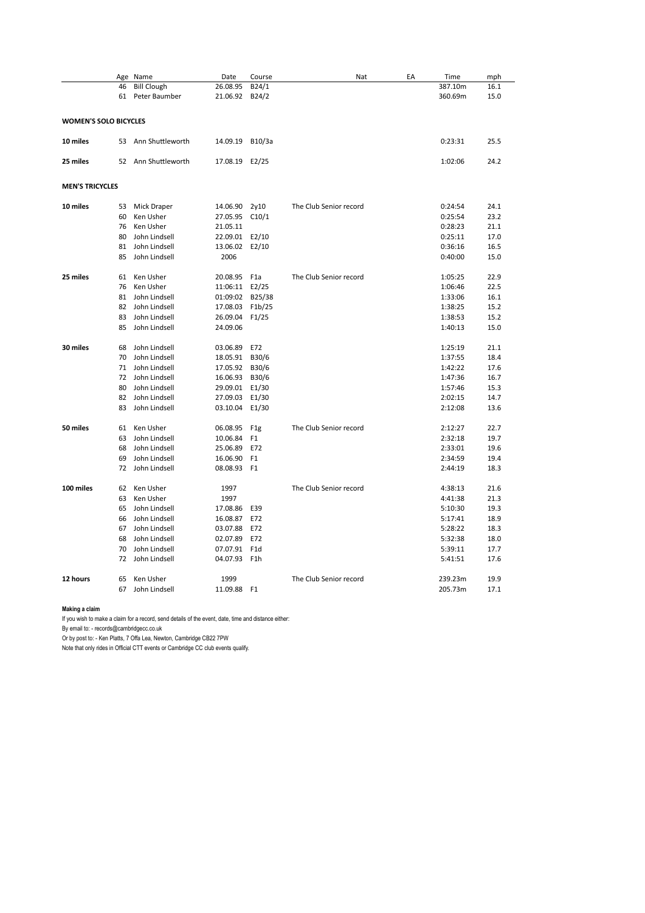| | Age | Name | Date | Course | Nat | EA | Time | mph |
|---|---|---|---|---|---|---|---|---|
| | 46 | Bill Clough | 26.08.95 | B24/1 | | | 387.10m | 16.1 |
| | 61 | Peter Baumber | 21.06.92 | B24/2 | | | 360.69m | 15.0 |

**WOMEN'S SOLO BICYCLES**

| | Age | Name | Date | Course | Nat | EA | Time | mph |
|---|---|---|---|---|---|---|---|---|
| **10 miles** | 53 | Ann Shuttleworth | 14.09.19 | B10/3a | | | 0:23:31 | 25.5 |
| **25 miles** | 52 | Ann Shuttleworth | 17.08.19 | E2/25 | | | 1:02:06 | 24.2 |

**MEN'S TRICYCLES**

| | Age | Name | Date | Course | Nat | EA | Time | mph |
|---|---|---|---|---|---|---|---|---|
| **10 miles** | 53 | Mick Draper | 14.06.90 | 2y10 | The Club Senior record | | 0:24:54 | 24.1 |
| | 60 | Ken Usher | 27.05.95 | C10/1 | | | 0:25:54 | 23.2 |
| | 76 | Ken Usher | 21.05.11 | | | | 0:28:23 | 21.1 |
| | 80 | John Lindsell | 22.09.01 | E2/10 | | | 0:25:11 | 17.0 |
| | 81 | John Lindsell | 13.06.02 | E2/10 | | | 0:36:16 | 16.5 |
| | 85 | John Lindsell | 2006 | | | | 0:40:00 | 15.0 |
| **25 miles** | 61 | Ken Usher | 20.08.95 | F1a | The Club Senior record | | 1:05:25 | 22.9 |
| | 76 | Ken Usher | 11:06:11 | E2/25 | | | 1:06:46 | 22.5 |
| | 81 | John Lindsell | 01:09:02 | B25/38 | | | 1:33:06 | 16.1 |
| | 82 | John Lindsell | 17.08.03 | F1b/25 | | | 1:38:25 | 15.2 |
| | 83 | John Lindsell | 26.09.04 | F1/25 | | | 1:38:53 | 15.2 |
| | 85 | John Lindsell | 24.09.06 | | | | 1:40:13 | 15.0 |
| **30 miles** | 68 | John Lindsell | 03.06.89 | E72 | | | 1:25:19 | 21.1 |
| | 70 | John Lindsell | 18.05.91 | B30/6 | | | 1:37:55 | 18.4 |
| | 71 | John Lindsell | 17.05.92 | B30/6 | | | 1:42:22 | 17.6 |
| | 72 | John Lindsell | 16.06.93 | B30/6 | | | 1:47:36 | 16.7 |
| | 80 | John Lindsell | 29.09.01 | E1/30 | | | 1:57:46 | 15.3 |
| | 82 | John Lindsell | 27.09.03 | E1/30 | | | 2:02:15 | 14.7 |
| | 83 | John Lindsell | 03.10.04 | E1/30 | | | 2:12:08 | 13.6 |
| **50 miles** | 61 | Ken Usher | 06.08.95 | F1g | The Club Senior record | | 2:12:27 | 22.7 |
| | 63 | John Lindsell | 10.06.84 | F1 | | | 2:32:18 | 19.7 |
| | 68 | John Lindsell | 25.06.89 | E72 | | | 2:33:01 | 19.6 |
| | 69 | John Lindsell | 16.06.90 | F1 | | | 2:34:59 | 19.4 |
| | 72 | John Lindsell | 08.08.93 | F1 | | | 2:44:19 | 18.3 |
| **100 miles** | 62 | Ken Usher | 1997 | | The Club Senior record | | 4:38:13 | 21.6 |
| | 63 | Ken Usher | 1997 | | | | 4:41:38 | 21.3 |
| | 65 | John Lindsell | 17.08.86 | E39 | | | 5:10:30 | 19.3 |
| | 66 | John Lindsell | 16.08.87 | E72 | | | 5:17:41 | 18.9 |
| | 67 | John Lindsell | 03.07.88 | E72 | | | 5:28:22 | 18.3 |
| | 68 | John Lindsell | 02.07.89 | E72 | | | 5:32:38 | 18.0 |
| | 70 | John Lindsell | 07.07.91 | F1d | | | 5:39:11 | 17.7 |
| | 72 | John Lindsell | 04.07.93 | F1h | | | 5:41:51 | 17.6 |
| **12 hours** | 65 | Ken Usher | 1999 | | The Club Senior record | | 239.23m | 19.9 |
| | 67 | John Lindsell | 11.09.88 | F1 | | | 205.73m | 17.1 |

**Making a claim**

If you wish to make a claim for a record, send details of the event, date, time and distance either:

By email to: - records@cambridgecc.co.uk

Or by post to: - Ken Platts, 7 Offa Lea, Newton, Cambridge CB22 7PW

Note that only rides in Official CTT events or Cambridge CC club events qualify.